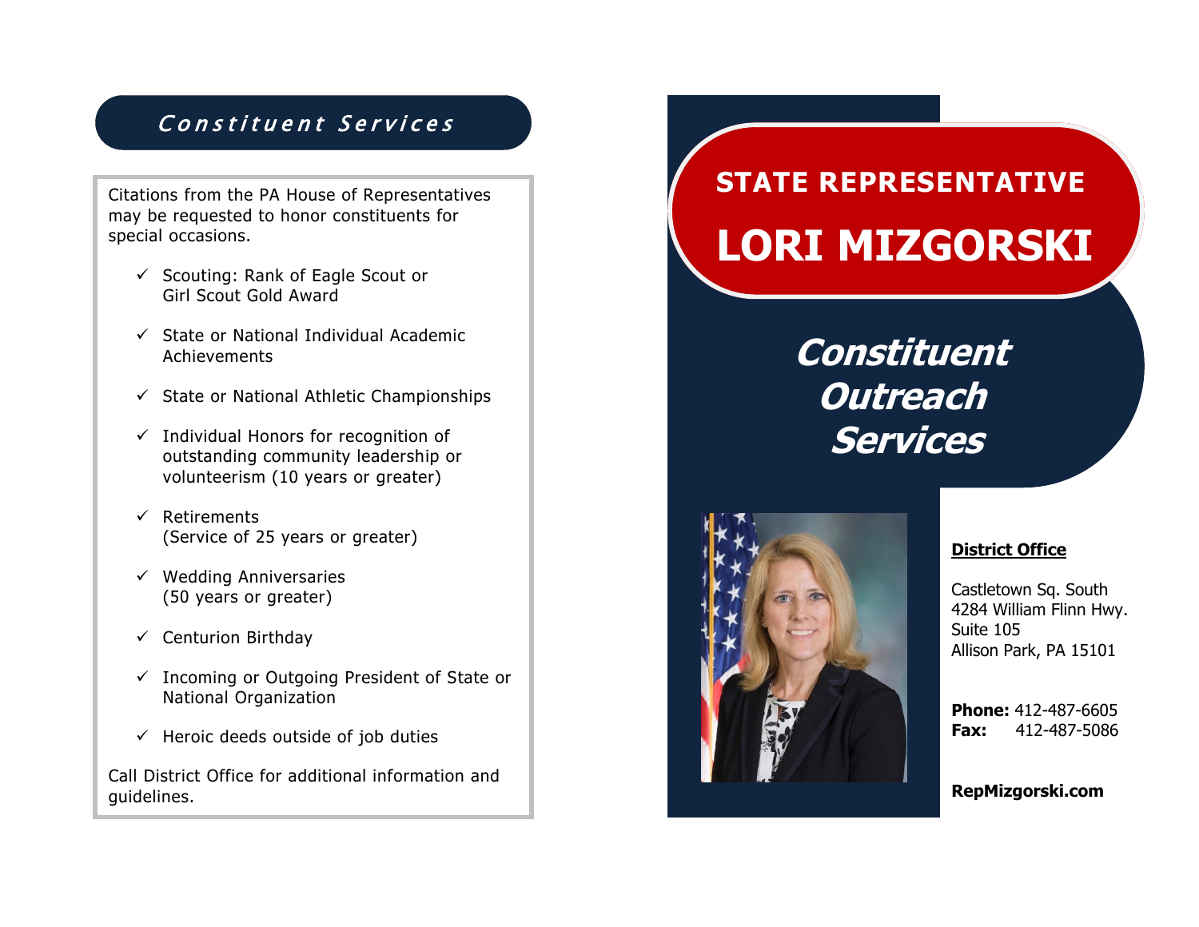## Constituent Services

Citations from the PA House of Representatives may be requested to honor constituents for special occasions.

- ✓ Scouting: Rank of Eagle Scout or Girl Scout Gold Award
- ✓ State or National Individual Academic Achievements
- ✓ State or National Athletic Championships
- ✓ Individual Honors for recognition of outstanding community leadership or volunteerism (10 years or greater)
- ✓ Retirements (Service of 25 years or greater)
- ✓ Wedding Anniversaries (50 years or greater)
- ✓ Centurion Birthday
- ✓ Incoming or Outgoing President of State or National Organization
- ✓ Heroic deeds outside of job duties

Call District Office for additional information and guidelines.

# STATE REPRESENTATIVE LORI MIZGORSKI

## *Constituent Outreach Services*

**District Office**

Castletown Sq. South
4284 William Flinn Hwy.
Suite 105
Allison Park, PA 15101

**Phone:** 412-487-6605
**Fax:** 412-487-5086

**RepMizgorski.com**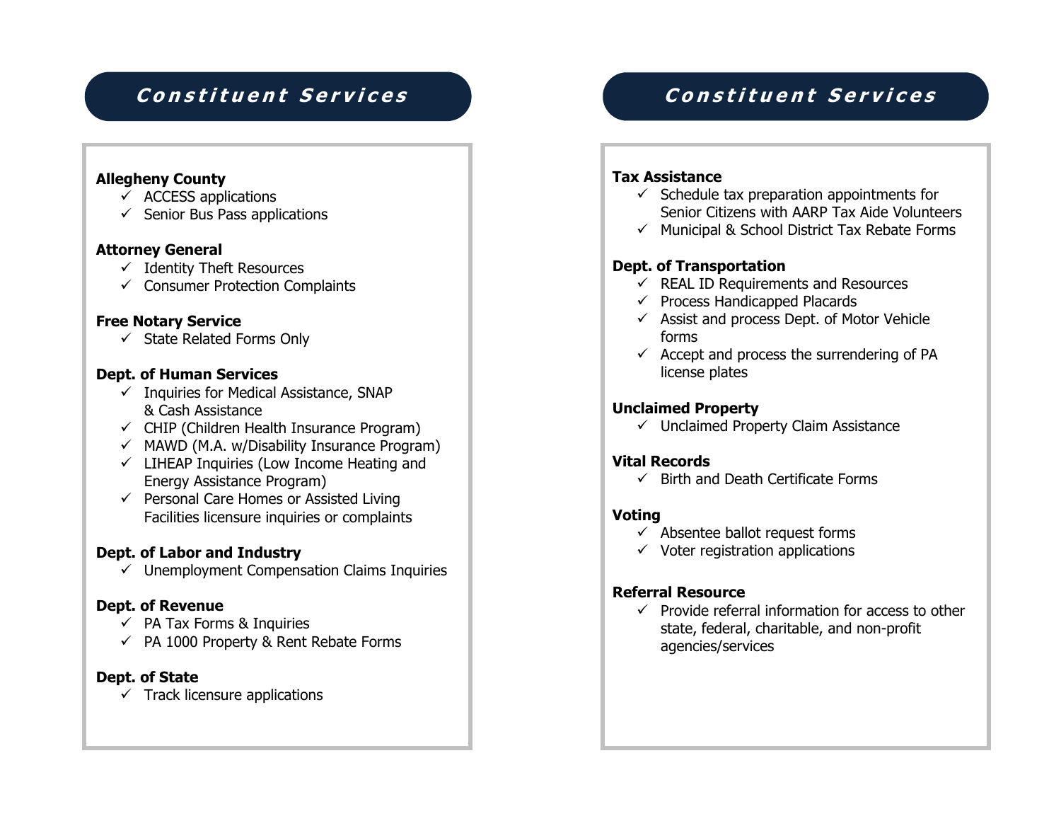## Constituent Services

**Allegheny County**

- ✓ ACCESS applications
- ✓ Senior Bus Pass applications

**Attorney General**

- ✓ Identity Theft Resources
- ✓ Consumer Protection Complaints

**Free Notary Service**

- ✓ State Related Forms Only

**Dept. of Human Services**

- ✓ Inquiries for Medical Assistance, SNAP & Cash Assistance
- ✓ CHIP (Children Health Insurance Program)
- ✓ MAWD (M.A. w/Disability Insurance Program)
- ✓ LIHEAP Inquiries (Low Income Heating and Energy Assistance Program)
- ✓ Personal Care Homes or Assisted Living Facilities licensure inquiries or complaints

**Dept. of Labor and Industry**

- ✓ Unemployment Compensation Claims Inquiries

**Dept. of Revenue**

- ✓ PA Tax Forms & Inquiries
- ✓ PA 1000 Property & Rent Rebate Forms

**Dept. of State**

- ✓ Track licensure applications

## Constituent Services

**Tax Assistance**

- ✓ Schedule tax preparation appointments for Senior Citizens with AARP Tax Aide Volunteers
- ✓ Municipal & School District Tax Rebate Forms

**Dept. of Transportation**

- ✓ REAL ID Requirements and Resources
- ✓ Process Handicapped Placards
- ✓ Assist and process Dept. of Motor Vehicle forms
- ✓ Accept and process the surrendering of PA license plates

**Unclaimed Property**

- ✓ Unclaimed Property Claim Assistance

**Vital Records**

- ✓ Birth and Death Certificate Forms

**Voting**

- ✓ Absentee ballot request forms
- ✓ Voter registration applications

**Referral Resource**

- ✓ Provide referral information for access to other state, federal, charitable, and non-profit agencies/services